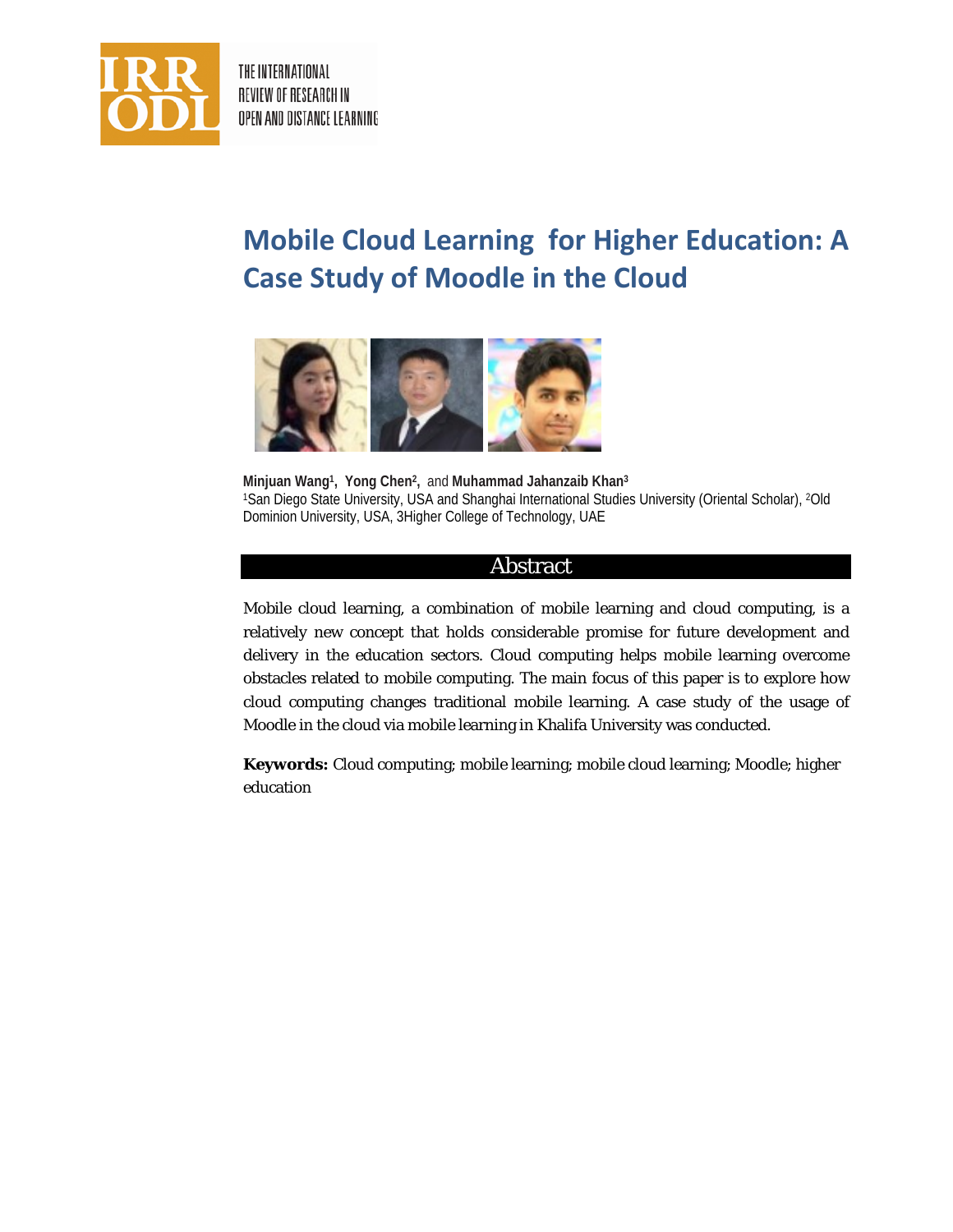# Mobile Cloud Learning for Higher Education: A Case Study of Moodle in the Cloud

**Minjuan Wang**[1], **Yong Chen**[2], and **Muhammad Jahanzaib Khan**[3]
[1]San Diego State University, USA and Shanghai International Studies University (Oriental Scholar), [2]Old Dominion University, USA, 3Higher College of Technology, UAE

## Abstract

Mobile cloud learning, a combination of mobile learning and cloud computing, is a relatively new concept that holds considerable promise for future development and delivery in the education sectors. Cloud computing helps mobile learning overcome obstacles related to mobile computing. The main focus of this paper is to explore how cloud computing changes traditional mobile learning. A case study of the usage of Moodle in the cloud via mobile learning in Khalifa University was conducted.

**Keywords:** Cloud computing; mobile learning; mobile cloud learning; Moodle; higher education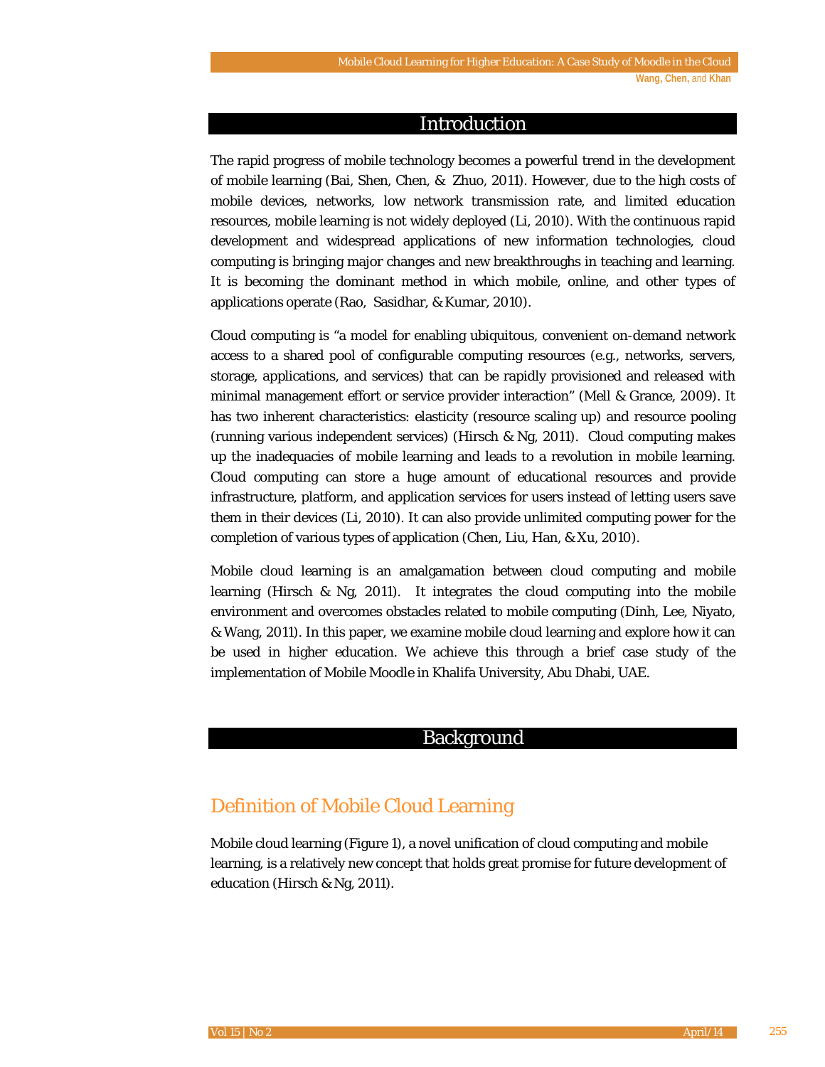## Introduction

The rapid progress of mobile technology becomes a powerful trend in the development of mobile learning (Bai, Shen, Chen, & Zhuo, 2011). However, due to the high costs of mobile devices, networks, low network transmission rate, and limited education resources, mobile learning is not widely deployed (Li, 2010). With the continuous rapid development and widespread applications of new information technologies, cloud computing is bringing major changes and new breakthroughs in teaching and learning. It is becoming the dominant method in which mobile, online, and other types of applications operate (Rao, Sasidhar, & Kumar, 2010).

Cloud computing is "a model for enabling ubiquitous, convenient on-demand network access to a shared pool of configurable computing resources (e.g., networks, servers, storage, applications, and services) that can be rapidly provisioned and released with minimal management effort or service provider interaction" (Mell & Grance, 2009). It has two inherent characteristics: elasticity (resource scaling up) and resource pooling (running various independent services) (Hirsch & Ng, 2011). Cloud computing makes up the inadequacies of mobile learning and leads to a revolution in mobile learning. Cloud computing can store a huge amount of educational resources and provide infrastructure, platform, and application services for users instead of letting users save them in their devices (Li, 2010). It can also provide unlimited computing power for the completion of various types of application (Chen, Liu, Han, & Xu, 2010).

Mobile cloud learning is an amalgamation between cloud computing and mobile learning (Hirsch & Ng, 2011). It integrates the cloud computing into the mobile environment and overcomes obstacles related to mobile computing (Dinh, Lee, Niyato, & Wang, 2011). In this paper, we examine mobile cloud learning and explore how it can be used in higher education. We achieve this through a brief case study of the implementation of Mobile Moodle in Khalifa University, Abu Dhabi, UAE.

## Background

### Definition of Mobile Cloud Learning

Mobile cloud learning (Figure 1), a novel unification of cloud computing and mobile learning, is a relatively new concept that holds great promise for future development of education (Hirsch & Ng, 2011).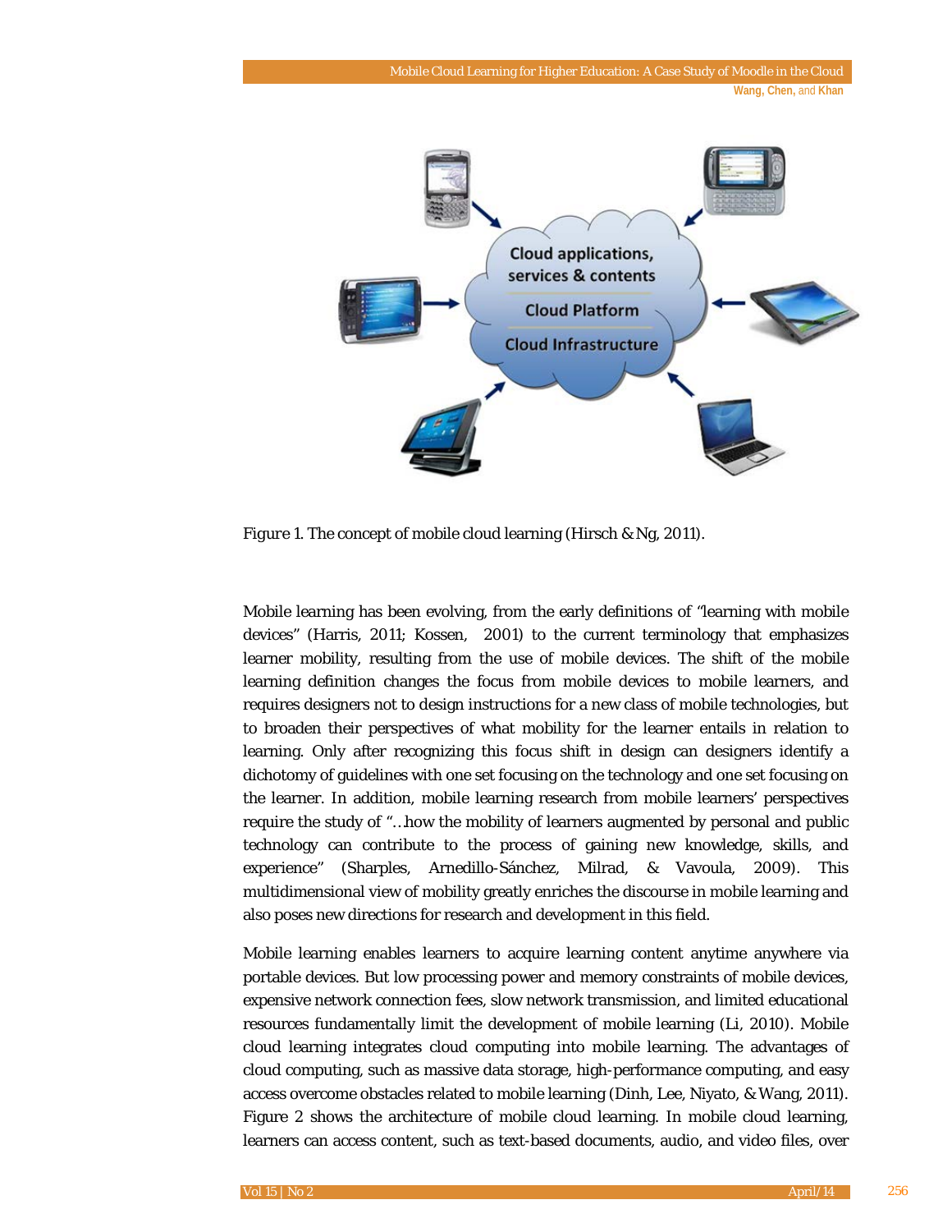*Figure 1.* The concept of mobile cloud learning (Hirsch & Ng, 2011).

Mobile learning has been evolving, from the early definitions of "learning with mobile devices" (Harris, 2011; Kossen, 2001) to the current terminology that emphasizes learner mobility, resulting from the use of mobile devices. The shift of the mobile learning definition changes the focus from mobile devices to mobile learners, and requires designers not to design instructions for a new class of mobile technologies, but to broaden their perspectives of what mobility for the learner entails in relation to learning. Only after recognizing this focus shift in design can designers identify a dichotomy of guidelines with one set focusing on the technology and one set focusing on the learner. In addition, mobile learning research from mobile learners' perspectives require the study of "…how the mobility of learners augmented by personal and public technology can contribute to the process of gaining new knowledge, skills, and experience" (Sharples, Arnedillo-Sánchez, Milrad, & Vavoula, 2009). This multidimensional view of mobility greatly enriches the discourse in mobile learning and also poses new directions for research and development in this field.

Mobile learning enables learners to acquire learning content anytime anywhere via portable devices. But low processing power and memory constraints of mobile devices, expensive network connection fees, slow network transmission, and limited educational resources fundamentally limit the development of mobile learning (Li, 2010). Mobile cloud learning integrates cloud computing into mobile learning. The advantages of cloud computing, such as massive data storage, high-performance computing, and easy access overcome obstacles related to mobile learning (Dinh, Lee, Niyato, & Wang, 2011). Figure 2 shows the architecture of mobile cloud learning. In mobile cloud learning, learners can access content, such as text-based documents, audio, and video files, over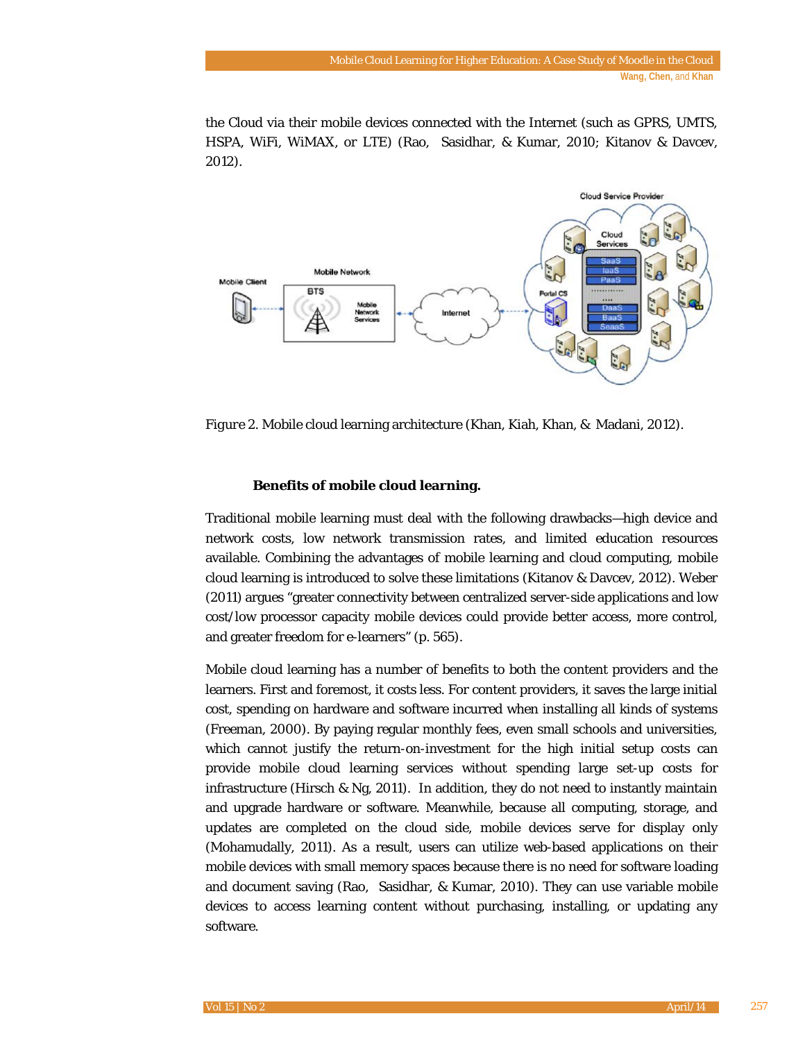the Cloud via their mobile devices connected with the Internet (such as GPRS, UMTS, HSPA, WiFi, WiMAX, or LTE) (Rao, Sasidhar, & Kumar, 2010; Kitanov & Davcev, 2012).

*Figure 2*. Mobile cloud learning architecture (Khan, Kiah, Khan, & Madani, 2012).

**Benefits of mobile cloud learning.**

Traditional mobile learning must deal with the following drawbacks—high device and network costs, low network transmission rates, and limited education resources available. Combining the advantages of mobile learning and cloud computing, mobile cloud learning is introduced to solve these limitations (Kitanov & Davcev, 2012). Weber (2011) argues "greater connectivity between centralized server-side applications and low cost/low processor capacity mobile devices could provide better access, more control, and greater freedom for e-learners" (p. 565).

Mobile cloud learning has a number of benefits to both the content providers and the learners. First and foremost, it costs less. For content providers, it saves the large initial cost, spending on hardware and software incurred when installing all kinds of systems (Freeman, 2000). By paying regular monthly fees, even small schools and universities, which cannot justify the return-on-investment for the high initial setup costs can provide mobile cloud learning services without spending large set-up costs for infrastructure (Hirsch & Ng, 2011). In addition, they do not need to instantly maintain and upgrade hardware or software. Meanwhile, because all computing, storage, and updates are completed on the cloud side, mobile devices serve for display only (Mohamudally, 2011). As a result, users can utilize web-based applications on their mobile devices with small memory spaces because there is no need for software loading and document saving (Rao, Sasidhar, & Kumar, 2010). They can use variable mobile devices to access learning content without purchasing, installing, or updating any software.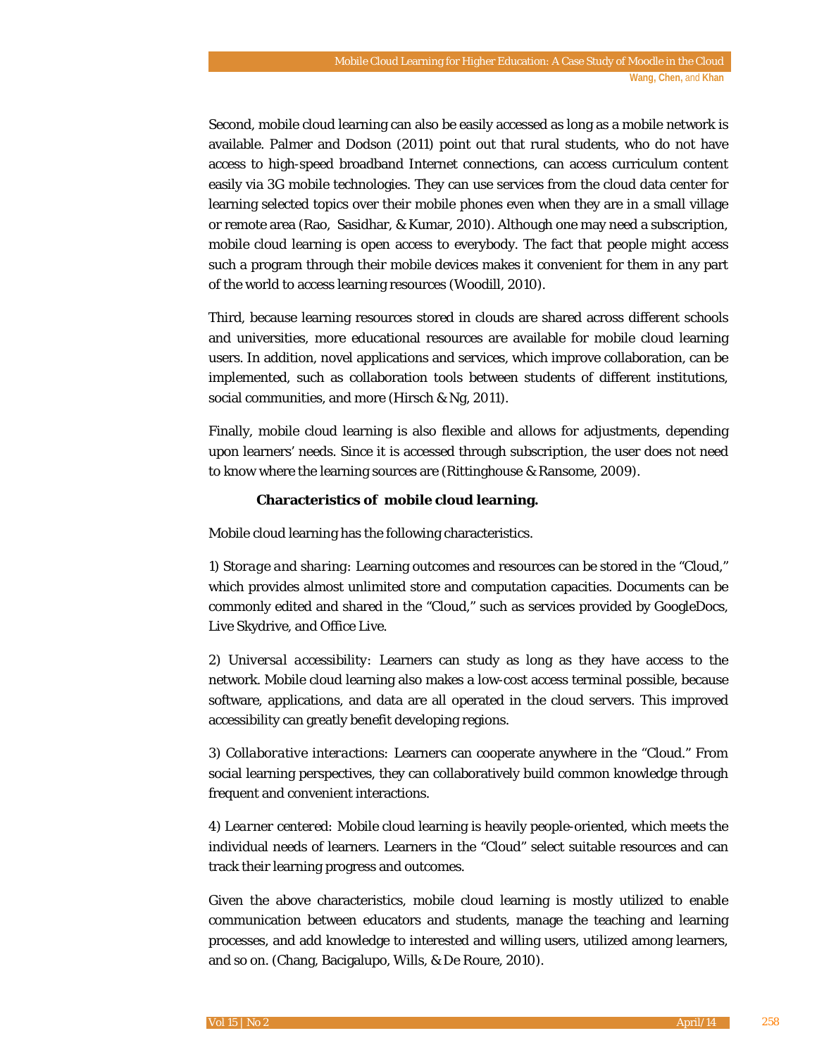Second, mobile cloud learning can also be easily accessed as long as a mobile network is available. Palmer and Dodson (2011) point out that rural students, who do not have access to high-speed broadband Internet connections, can access curriculum content easily via 3G mobile technologies. They can use services from the cloud data center for learning selected topics over their mobile phones even when they are in a small village or remote area (Rao, Sasidhar, & Kumar, 2010). Although one may need a subscription, mobile cloud learning is open access to everybody. The fact that people might access such a program through their mobile devices makes it convenient for them in any part of the world to access learning resources (Woodill, 2010).

Third, because learning resources stored in clouds are shared across different schools and universities, more educational resources are available for mobile cloud learning users. In addition, novel applications and services, which improve collaboration, can be implemented, such as collaboration tools between students of different institutions, social communities, and more (Hirsch & Ng, 2011).

Finally, mobile cloud learning is also flexible and allows for adjustments, depending upon learners' needs. Since it is accessed through subscription, the user does not need to know where the learning sources are (Rittinghouse & Ransome, 2009).

**Characteristics of mobile cloud learning.**

Mobile cloud learning has the following characteristics.

1) *Storage and sharing*: Learning outcomes and resources can be stored in the "Cloud," which provides almost unlimited store and computation capacities. Documents can be commonly edited and shared in the "Cloud," such as services provided by GoogleDocs, Live Skydrive, and Office Live.

2) *Universal accessibility*: Learners can study as long as they have access to the network. Mobile cloud learning also makes a low-cost access terminal possible, because software, applications, and data are all operated in the cloud servers. This improved accessibility can greatly benefit developing regions.

3) *Collaborative interactions*: Learners can cooperate anywhere in the "Cloud." From social learning perspectives, they can collaboratively build common knowledge through frequent and convenient interactions.

4) *Learner centered*: Mobile cloud learning is heavily people-oriented, which meets the individual needs of learners. Learners in the "Cloud" select suitable resources and can track their learning progress and outcomes.

Given the above characteristics, mobile cloud learning is mostly utilized to enable communication between educators and students, manage the teaching and learning processes, and add knowledge to interested and willing users, utilized among learners, and so on. (Chang, Bacigalupo, Wills, & De Roure, 2010).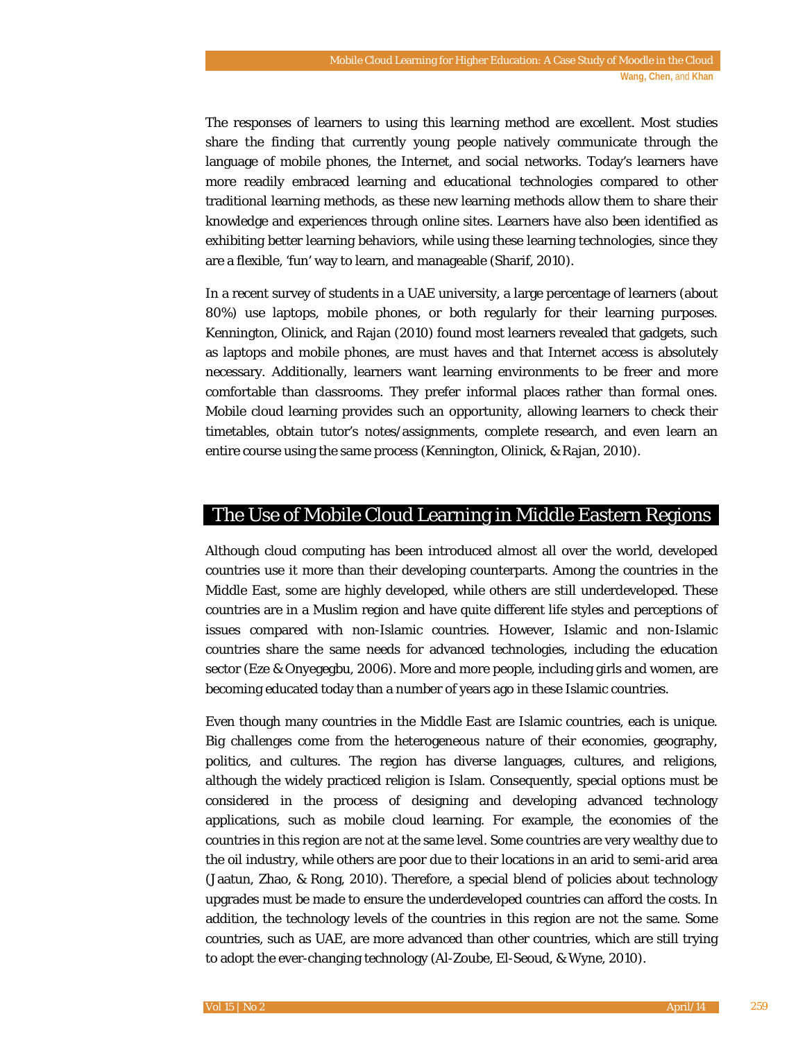The responses of learners to using this learning method are excellent. Most studies share the finding that currently young people natively communicate through the language of mobile phones, the Internet, and social networks. Today's learners have more readily embraced learning and educational technologies compared to other traditional learning methods, as these new learning methods allow them to share their knowledge and experiences through online sites. Learners have also been identified as exhibiting better learning behaviors, while using these learning technologies, since they are a flexible, 'fun' way to learn, and manageable (Sharif, 2010).

In a recent survey of students in a UAE university, a large percentage of learners (about 80%) use laptops, mobile phones, or both regularly for their learning purposes. Kennington, Olinick, and Rajan (2010) found most learners revealed that gadgets, such as laptops and mobile phones, are must haves and that Internet access is absolutely necessary. Additionally, learners want learning environments to be freer and more comfortable than classrooms. They prefer informal places rather than formal ones. Mobile cloud learning provides such an opportunity, allowing learners to check their timetables, obtain tutor's notes/assignments, complete research, and even learn an entire course using the same process (Kennington, Olinick, & Rajan, 2010).

## The Use of Mobile Cloud Learning in Middle Eastern Regions

Although cloud computing has been introduced almost all over the world, developed countries use it more than their developing counterparts. Among the countries in the Middle East, some are highly developed, while others are still underdeveloped. These countries are in a Muslim region and have quite different life styles and perceptions of issues compared with non-Islamic countries. However, Islamic and non-Islamic countries share the same needs for advanced technologies, including the education sector (Eze & Onyegegbu, 2006). More and more people, including girls and women, are becoming educated today than a number of years ago in these Islamic countries.

Even though many countries in the Middle East are Islamic countries, each is unique. Big challenges come from the heterogeneous nature of their economies, geography, politics, and cultures. The region has diverse languages, cultures, and religions, although the widely practiced religion is Islam. Consequently, special options must be considered in the process of designing and developing advanced technology applications, such as mobile cloud learning. For example, the economies of the countries in this region are not at the same level. Some countries are very wealthy due to the oil industry, while others are poor due to their locations in an arid to semi-arid area (Jaatun, Zhao, & Rong, 2010). Therefore, a special blend of policies about technology upgrades must be made to ensure the underdeveloped countries can afford the costs. In addition, the technology levels of the countries in this region are not the same. Some countries, such as UAE, are more advanced than other countries, which are still trying to adopt the ever-changing technology (Al-Zoube, El-Seoud, & Wyne, 2010).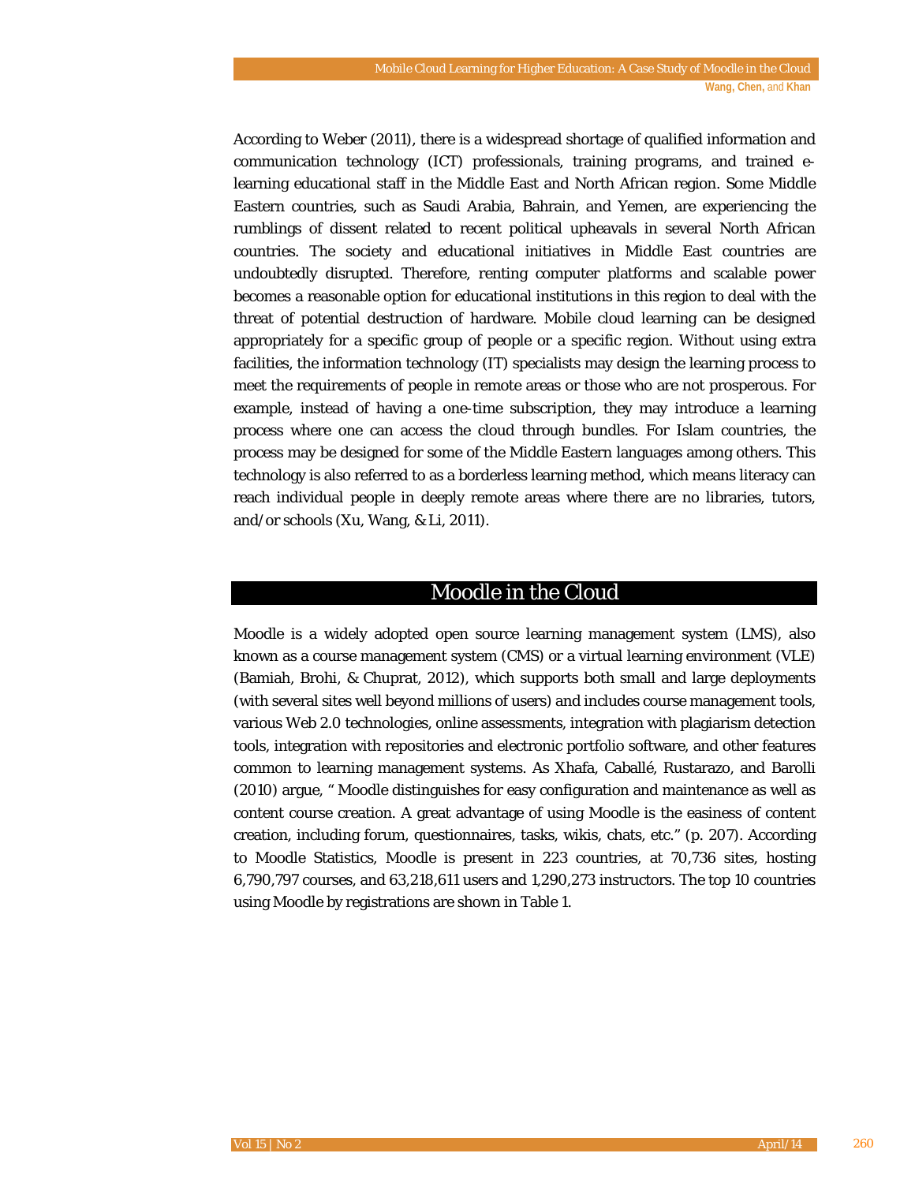According to Weber (2011), there is a widespread shortage of qualified information and communication technology (ICT) professionals, training programs, and trained e-learning educational staff in the Middle East and North African region. Some Middle Eastern countries, such as Saudi Arabia, Bahrain, and Yemen, are experiencing the rumblings of dissent related to recent political upheavals in several North African countries. The society and educational initiatives in Middle East countries are undoubtedly disrupted. Therefore, renting computer platforms and scalable power becomes a reasonable option for educational institutions in this region to deal with the threat of potential destruction of hardware. Mobile cloud learning can be designed appropriately for a specific group of people or a specific region. Without using extra facilities, the information technology (IT) specialists may design the learning process to meet the requirements of people in remote areas or those who are not prosperous. For example, instead of having a one-time subscription, they may introduce a learning process where one can access the cloud through bundles. For Islam countries, the process may be designed for some of the Middle Eastern languages among others. This technology is also referred to as a borderless learning method, which means literacy can reach individual people in deeply remote areas where there are no libraries, tutors, and/or schools (Xu, Wang, & Li, 2011).

## Moodle in the Cloud

Moodle is a widely adopted open source learning management system (LMS), also known as a course management system (CMS) or a virtual learning environment (VLE) (Bamiah, Brohi, & Chuprat, 2012), which supports both small and large deployments (with several sites well beyond millions of users) and includes course management tools, various Web 2.0 technologies, online assessments, integration with plagiarism detection tools, integration with repositories and electronic portfolio software, and other features common to learning management systems. As Xhafa, Caballé, Rustarazo, and Barolli (2010) argue, " Moodle distinguishes for easy configuration and maintenance as well as content course creation. A great advantage of using Moodle is the easiness of content creation, including forum, questionnaires, tasks, wikis, chats, etc." (p. 207). According to Moodle Statistics, Moodle is present in 223 countries, at 70,736 sites, hosting 6,790,797 courses, and 63,218,611 users and 1,290,273 instructors. The top 10 countries using Moodle by registrations are shown in Table 1.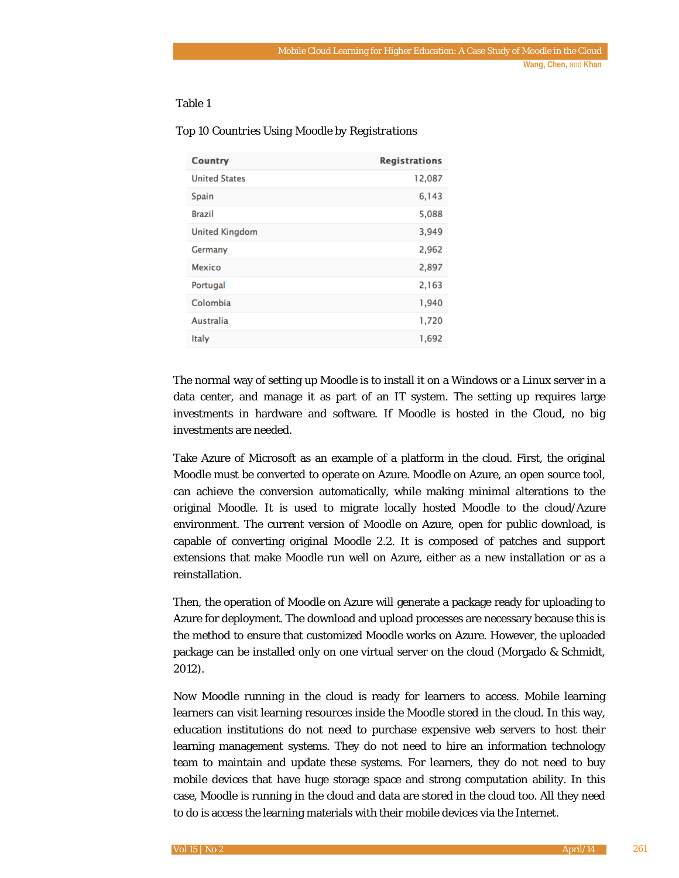Table 1

*Top 10 Countries Using Moodle by Registrations*

| Country | Registrations |
|---|---|
| United States | 12,087 |
| Spain | 6,143 |
| Brazil | 5,088 |
| United Kingdom | 3,949 |
| Germany | 2,962 |
| Mexico | 2,897 |
| Portugal | 2,163 |
| Colombia | 1,940 |
| Australia | 1,720 |
| Italy | 1,692 |

The normal way of setting up Moodle is to install it on a Windows or a Linux server in a data center, and manage it as part of an IT system. The setting up requires large investments in hardware and software. If Moodle is hosted in the Cloud, no big investments are needed.

Take Azure of Microsoft as an example of a platform in the cloud. First, the original Moodle must be converted to operate on Azure. Moodle on Azure, an open source tool, can achieve the conversion automatically, while making minimal alterations to the original Moodle. It is used to migrate locally hosted Moodle to the cloud/Azure environment. The current version of Moodle on Azure, open for public download, is capable of converting original Moodle 2.2. It is composed of patches and support extensions that make Moodle run well on Azure, either as a new installation or as a reinstallation.

Then, the operation of Moodle on Azure will generate a package ready for uploading to Azure for deployment. The download and upload processes are necessary because this is the method to ensure that customized Moodle works on Azure. However, the uploaded package can be installed only on one virtual server on the cloud (Morgado & Schmidt, 2012).

Now Moodle running in the cloud is ready for learners to access. Mobile learning learners can visit learning resources inside the Moodle stored in the cloud. In this way, education institutions do not need to purchase expensive web servers to host their learning management systems. They do not need to hire an information technology team to maintain and update these systems. For learners, they do not need to buy mobile devices that have huge storage space and strong computation ability. In this case, Moodle is running in the cloud and data are stored in the cloud too. All they need to do is access the learning materials with their mobile devices via the Internet.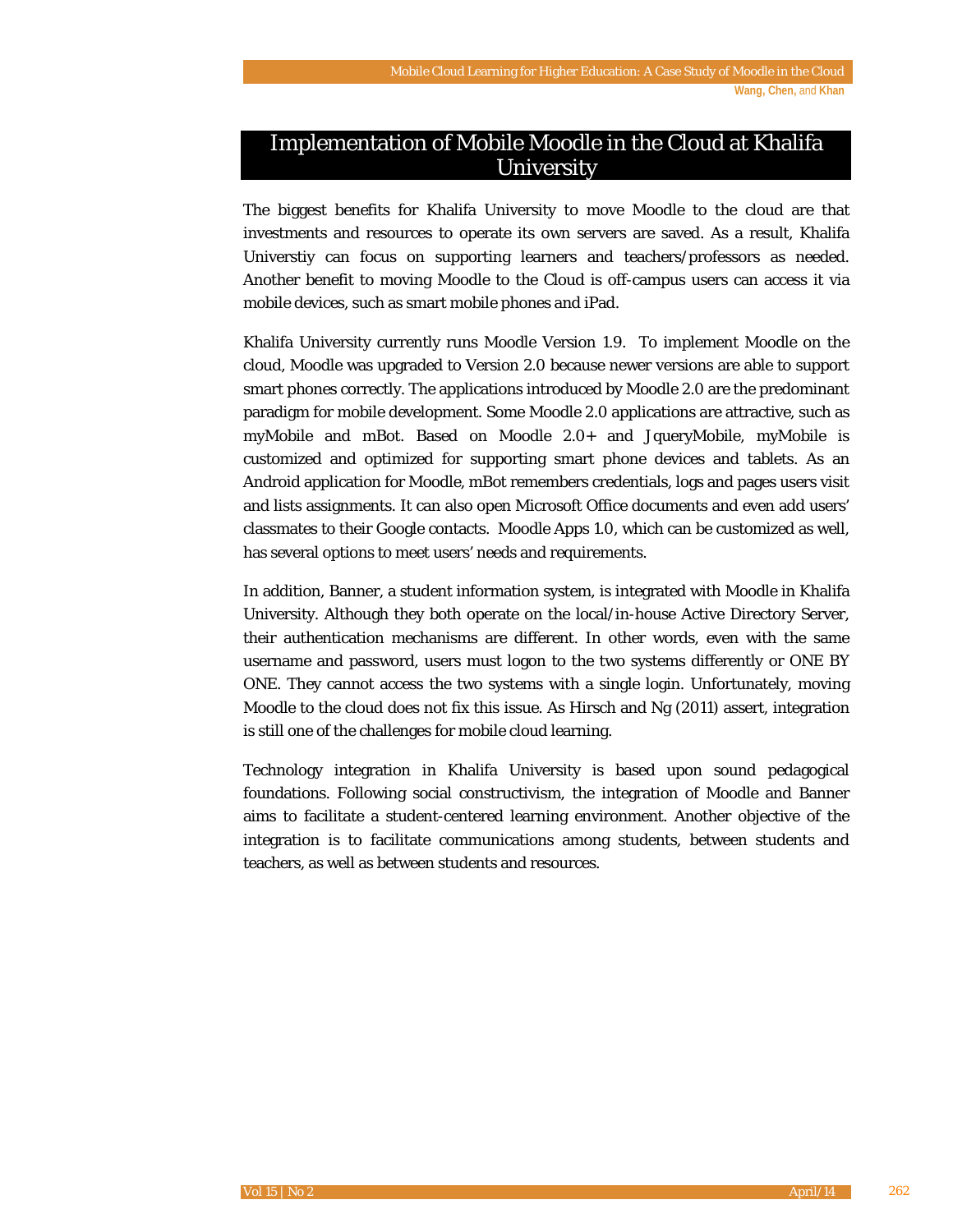## Implementation of Mobile Moodle in the Cloud at Khalifa University

The biggest benefits for Khalifa University to move Moodle to the cloud are that investments and resources to operate its own servers are saved. As a result, Khalifa Universtiy can focus on supporting learners and teachers/professors as needed. Another benefit to moving Moodle to the Cloud is off-campus users can access it via mobile devices, such as smart mobile phones and iPad.

Khalifa University currently runs Moodle Version 1.9. To implement Moodle on the cloud, Moodle was upgraded to Version 2.0 because newer versions are able to support smart phones correctly. The applications introduced by Moodle 2.0 are the predominant paradigm for mobile development. Some Moodle 2.0 applications are attractive, such as myMobile and mBot. Based on Moodle 2.0+ and JqueryMobile, myMobile is customized and optimized for supporting smart phone devices and tablets. As an Android application for Moodle, mBot remembers credentials, logs and pages users visit and lists assignments. It can also open Microsoft Office documents and even add users' classmates to their Google contacts. Moodle Apps 1.0, which can be customized as well, has several options to meet users' needs and requirements.

In addition, Banner, a student information system, is integrated with Moodle in Khalifa University. Although they both operate on the local/in-house Active Directory Server, their authentication mechanisms are different. In other words, even with the same username and password, users must logon to the two systems differently or ONE BY ONE. They cannot access the two systems with a single login. Unfortunately, moving Moodle to the cloud does not fix this issue. As Hirsch and Ng (2011) assert, integration is still one of the challenges for mobile cloud learning.

Technology integration in Khalifa University is based upon sound pedagogical foundations. Following social constructivism, the integration of Moodle and Banner aims to facilitate a student-centered learning environment. Another objective of the integration is to facilitate communications among students, between students and teachers, as well as between students and resources.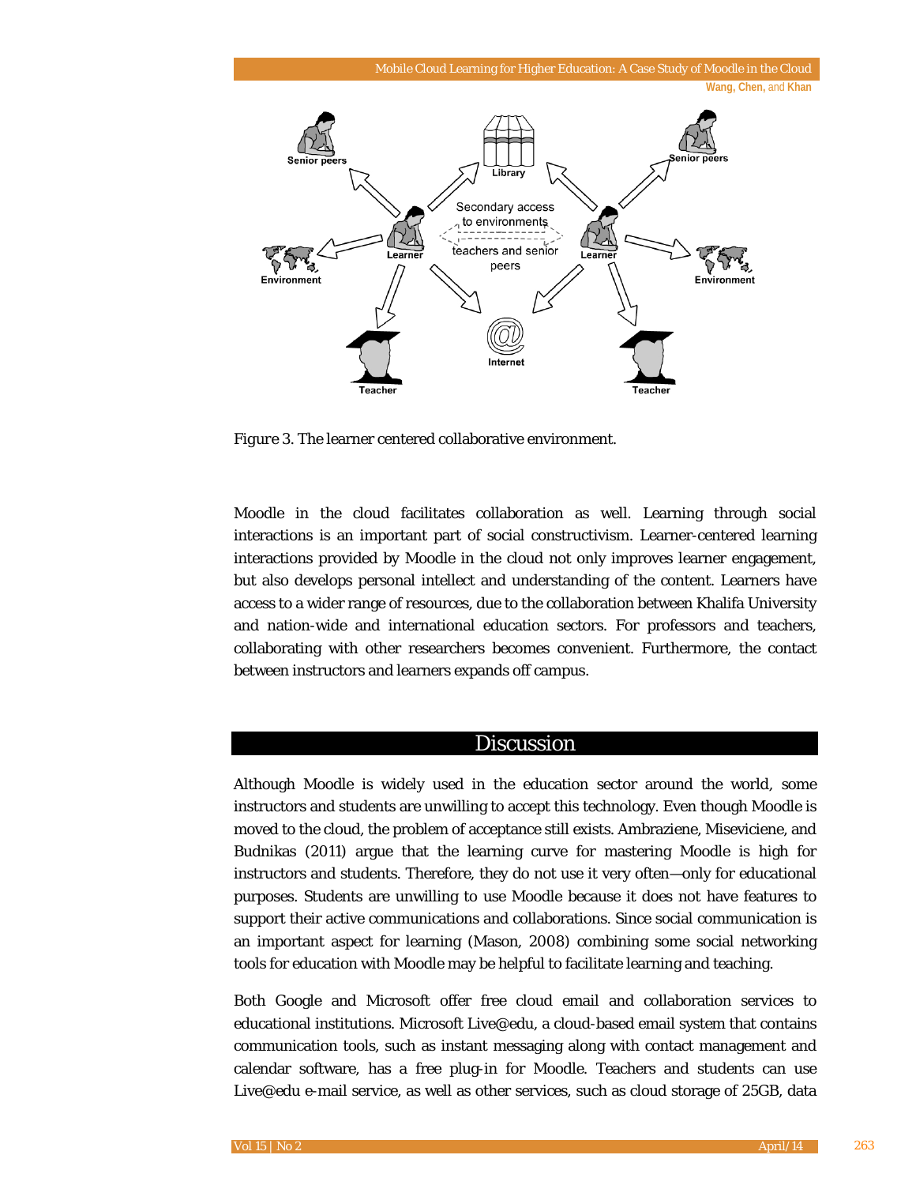*Figure 3.* The learner centered collaborative environment.

Moodle in the cloud facilitates collaboration as well. Learning through social interactions is an important part of social constructivism. Learner-centered learning interactions provided by Moodle in the cloud not only improves learner engagement, but also develops personal intellect and understanding of the content. Learners have access to a wider range of resources, due to the collaboration between Khalifa University and nation-wide and international education sectors. For professors and teachers, collaborating with other researchers becomes convenient. Furthermore, the contact between instructors and learners expands off campus.

## Discussion

Although Moodle is widely used in the education sector around the world, some instructors and students are unwilling to accept this technology. Even though Moodle is moved to the cloud, the problem of acceptance still exists. Ambraziene, Miseviciene, and Budnikas (2011) argue that the learning curve for mastering Moodle is high for instructors and students. Therefore, they do not use it very often—only for educational purposes. Students are unwilling to use Moodle because it does not have features to support their active communications and collaborations. Since social communication is an important aspect for learning (Mason, 2008) combining some social networking tools for education with Moodle may be helpful to facilitate learning and teaching.

Both Google and Microsoft offer free cloud email and collaboration services to educational institutions. Microsoft Live@edu, a cloud-based email system that contains communication tools, such as instant messaging along with contact management and calendar software, has a free plug-in for Moodle. Teachers and students can use Live@edu e-mail service, as well as other services, such as cloud storage of 25GB, data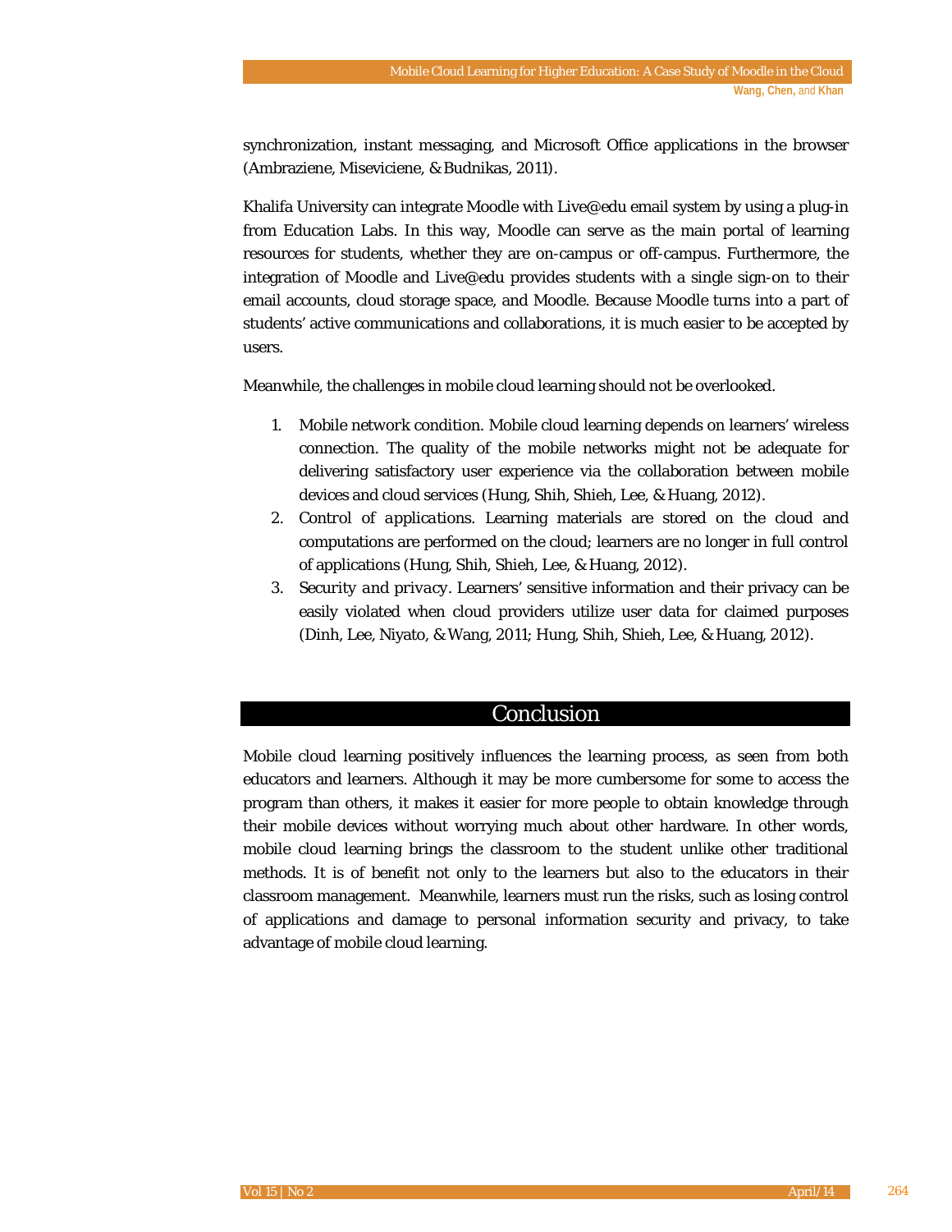synchronization, instant messaging, and Microsoft Office applications in the browser (Ambraziene, Miseviciene, & Budnikas, 2011).

Khalifa University can integrate Moodle with Live@edu email system by using a plug-in from Education Labs. In this way, Moodle can serve as the main portal of learning resources for students, whether they are on-campus or off-campus. Furthermore, the integration of Moodle and Live@edu provides students with a single sign-on to their email accounts, cloud storage space, and Moodle. Because Moodle turns into a part of students' active communications and collaborations, it is much easier to be accepted by users.

Meanwhile, the challenges in mobile cloud learning should not be overlooked.

1. *Mobile network condition*. Mobile cloud learning depends on learners' wireless connection. The quality of the mobile networks might not be adequate for delivering satisfactory user experience via the collaboration between mobile devices and cloud services (Hung, Shih, Shieh, Lee, & Huang, 2012).
2. *Control of applications*. Learning materials are stored on the cloud and computations are performed on the cloud; learners are no longer in full control of applications (Hung, Shih, Shieh, Lee, & Huang, 2012).
3. *Security and privacy*. Learners' sensitive information and their privacy can be easily violated when cloud providers utilize user data for claimed purposes (Dinh, Lee, Niyato, & Wang, 2011; Hung, Shih, Shieh, Lee, & Huang, 2012).

## Conclusion

Mobile cloud learning positively influences the learning process, as seen from both educators and learners. Although it may be more cumbersome for some to access the program than others, it makes it easier for more people to obtain knowledge through their mobile devices without worrying much about other hardware. In other words, mobile cloud learning brings the classroom to the student unlike other traditional methods. It is of benefit not only to the learners but also to the educators in their classroom management. Meanwhile, learners must run the risks, such as losing control of applications and damage to personal information security and privacy, to take advantage of mobile cloud learning.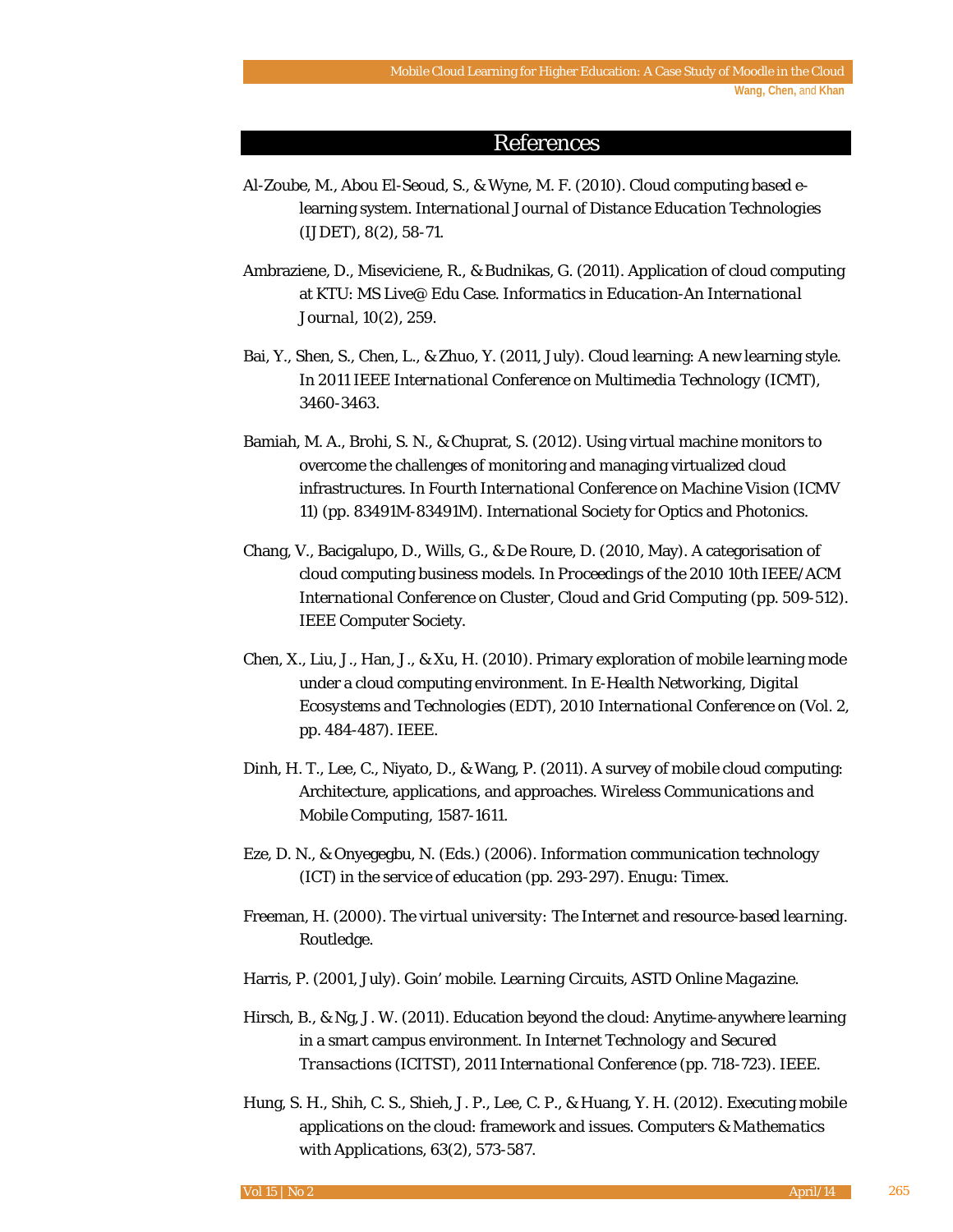# References

Al-Zoube, M., Abou El-Seoud, S., & Wyne, M. F. (2010). Cloud computing based e-learning system. *International Journal of Distance Education Technologies (IJDET)*, 8(2), 58-71.

Ambraziene, D., Miseviciene, R., & Budnikas, G. (2011). Application of cloud computing at KTU: MS Live@ Edu Case. *Informatics in Education-An International Journal*, 10(2), 259.

Bai, Y., Shen, S., Chen, L., & Zhuo, Y. (2011, July). Cloud learning: A new learning style. In *2011 IEEE International Conference on Multimedia Technology (ICMT)*, 3460-3463.

Bamiah, M. A., Brohi, S. N., & Chuprat, S. (2012). Using virtual machine monitors to overcome the challenges of monitoring and managing virtualized cloud infrastructures. In *Fourth International Conference on Machine Vision (ICMV 11)* (pp. 83491M-83491M). International Society for Optics and Photonics.

Chang, V., Bacigalupo, D., Wills, G., & De Roure, D. (2010, May). A categorisation of cloud computing business models. In *Proceedings of the 2010 10th IEEE/ACM International Conference on Cluster, Cloud and Grid Computing* (pp. 509-512). IEEE Computer Society.

Chen, X., Liu, J., Han, J., & Xu, H. (2010). Primary exploration of mobile learning mode under a cloud computing environment. In *E-Health Networking, Digital Ecosystems and Technologies (EDT), 2010 International Conference on* (Vol. 2, pp. 484-487). IEEE.

Dinh, H. T., Lee, C., Niyato, D., & Wang, P. (2011). A survey of mobile cloud computing: Architecture, applications, and approaches. *Wireless Communications and Mobile Computing*, 1587-1611.

Eze, D. N., & Onyegegbu, N. (Eds.) (2006). *Information communication technology (ICT) in the service of education* (pp. 293-297). Enugu: Timex.

Freeman, H. (2000). *The virtual university: The Internet and resource-based learning*. Routledge.

Harris, P. (2001, July). Goin' mobile. *Learning Circuits, ASTD Online Magazine*.

Hirsch, B., & Ng, J. W. (2011). Education beyond the cloud: Anytime-anywhere learning in a smart campus environment. In *Internet Technology and Secured Transactions (ICITST), 2011 International Conference* (pp. 718-723). IEEE.

Hung, S. H., Shih, C. S., Shieh, J. P., Lee, C. P., & Huang, Y. H. (2012). Executing mobile applications on the cloud: framework and issues. *Computers & Mathematics with Applications*, 63(2), 573-587.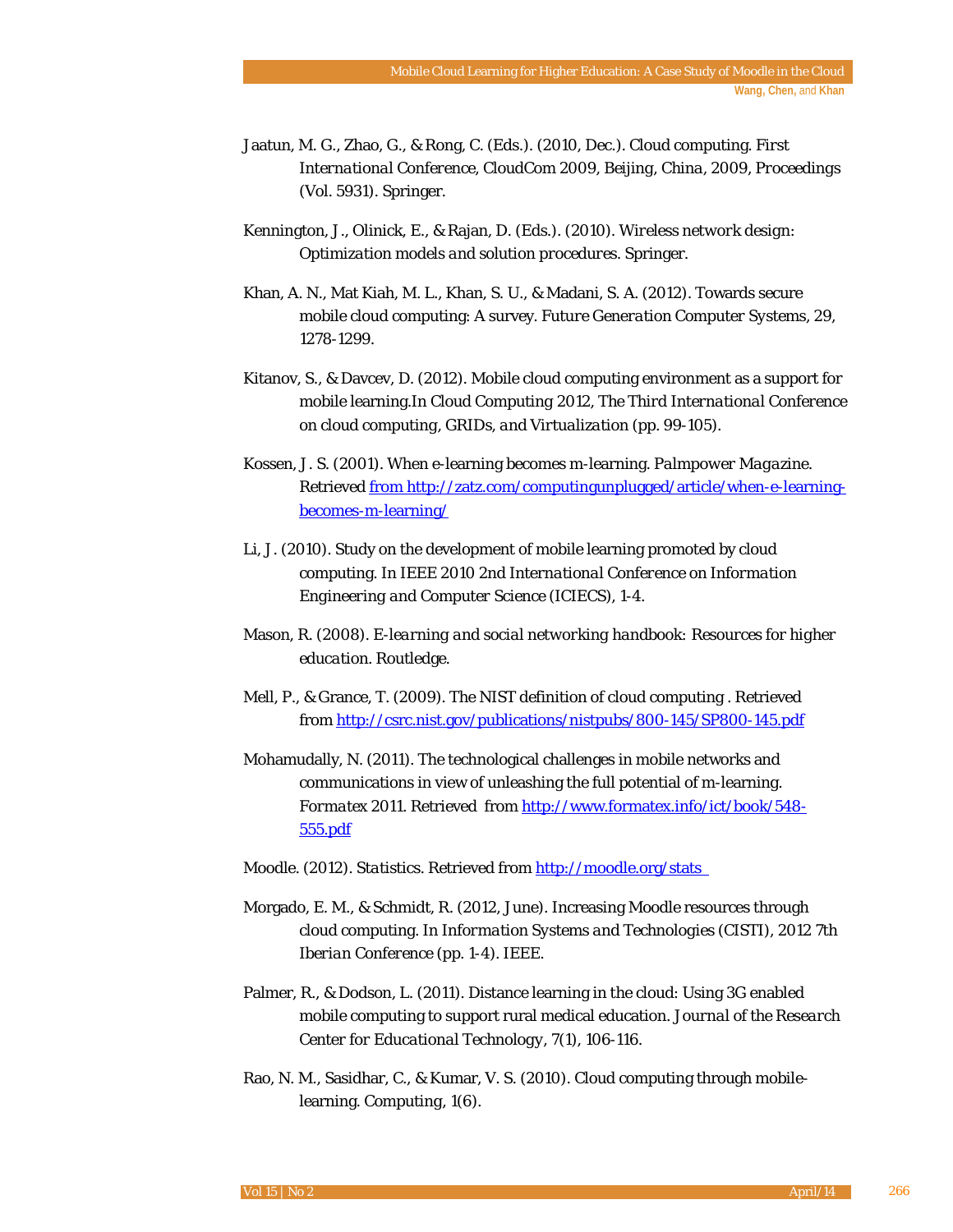Jaatun, M. G., Zhao, G., & Rong, C. (Eds.). (2010, Dec.). Cloud computing. *First International Conference, CloudCom 2009, Beijing, China, 2009, Proceedings* (Vol. 5931). Springer.

Kennington, J., Olinick, E., & Rajan, D. (Eds.). (2010). *Wireless network design: Optimization models and solution procedures*. Springer.

Khan, A. N., Mat Kiah, M. L., Khan, S. U., & Madani, S. A. (2012). Towards secure mobile cloud computing: A survey. *Future Generation Computer Systems, 29*, 1278-1299.

Kitanov, S., & Davcev, D. (2012). Mobile cloud computing environment as a support for mobile learning.In *Cloud Computing 2012, The Third International Conference on cloud computing, GRIDs, and Virtualization* (pp. 99-105).

Kossen, J. S. (2001). When e-learning becomes m-learning. *Palmpower Magazine*. Retrieved from http://zatz.com/computingunplugged/article/when-e-learning-becomes-m-learning/

Li, J. (2010). Study on the development of mobile learning promoted by cloud computing. In *IEEE 2010 2nd International Conference on Information Engineering and Computer Science (ICIECS)*, 1-4.

Mason, R. (2008). *E-learning and social networking handbook: Resources for higher education*. Routledge.

Mell, P., & Grance, T. (2009). The NIST definition of cloud computing . Retrieved from http://csrc.nist.gov/publications/nistpubs/800-145/SP800-145.pdf

Mohamudally, N. (2011). The technological challenges in mobile networks and communications in view of unleashing the full potential of m-learning. *Formatex 2011*. Retrieved from http://www.formatex.info/ict/book/548-555.pdf

Moodle. (2012). *Statistics*. Retrieved from http://moodle.org/stats

Morgado, E. M., & Schmidt, R. (2012, June). Increasing Moodle resources through cloud computing. In *Information Systems and Technologies (CISTI), 2012 7th Iberian Conference* (pp. 1-4). IEEE.

Palmer, R., & Dodson, L. (2011). Distance learning in the cloud: Using 3G enabled mobile computing to support rural medical education. *Journal of the Research Center for Educational Technology, 7*(1), 106-116.

Rao, N. M., Sasidhar, C., & Kumar, V. S. (2010). Cloud computing through mobile-learning. *Computing, 1*(6).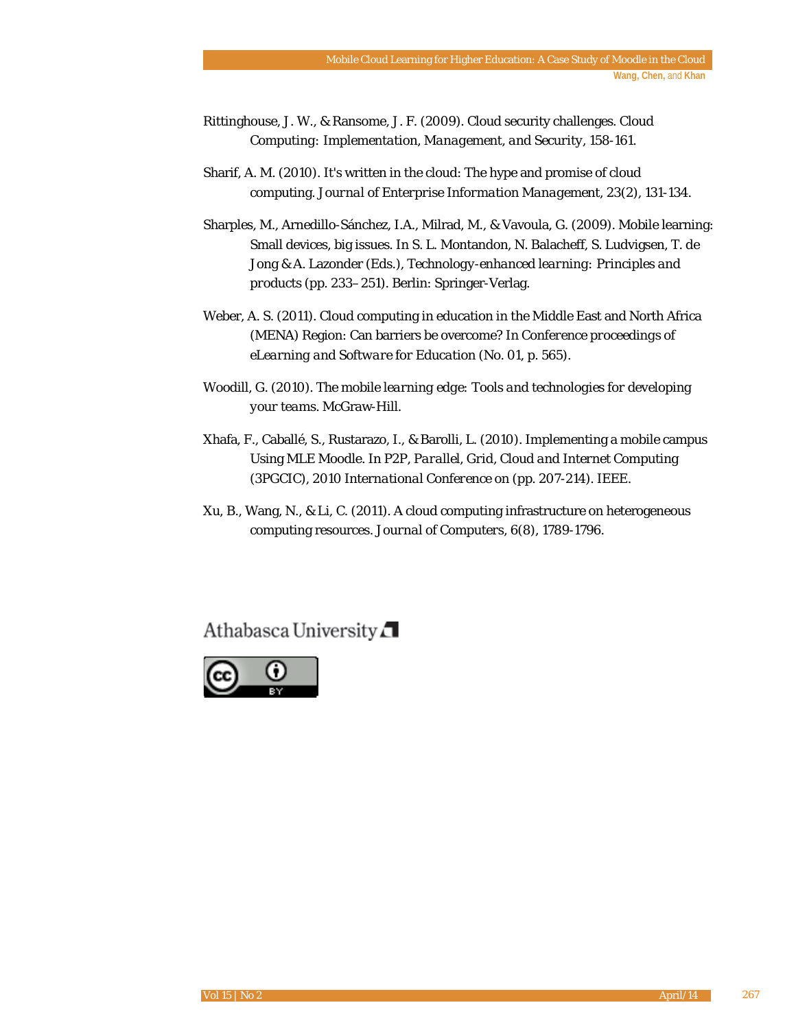Rittinghouse, J. W., & Ransome, J. F. (2009). Cloud security challenges. Cloud *Computing: Implementation, Management, and Security*, 158-161.

Sharif, A. M. (2010). It's written in the cloud: The hype and promise of cloud computing. *Journal of Enterprise Information Management*, 23(2), 131-134.

Sharples, M., Arnedillo-Sánchez, I.A., Milrad, M., & Vavoula, G. (2009). Mobile learning: Small devices, big issues. In S. L. Montandon, N. Balacheff, S. Ludvigsen, T. de Jong & A. Lazonder (Eds.), *Technology-enhanced learning: Principles and products* (pp. 233–251). Berlin: Springer-Verlag.

Weber, A. S. (2011). Cloud computing in education in the Middle East and North Africa (MENA) Region: Can barriers be overcome? In *Conference proceedings of eLearning and Software for Education* (No. 01, p. 565).

Woodill, G. (2010). *The mobile learning edge: Tools and technologies for developing your teams*. McGraw-Hill.

Xhafa, F., Caballé, S., Rustarazo, I., & Barolli, L. (2010). Implementing a mobile campus Using MLE Moodle. In *P2P, Parallel, Grid, Cloud and Internet Computing (3PGCIC), 2010 International Conference* on (pp. 207-214). IEEE.

Xu, B., Wang, N., & Li, C. (2011). A cloud computing infrastructure on heterogeneous computing resources. *Journal of Computers*, 6(8), 1789-1796.

Athabasca University